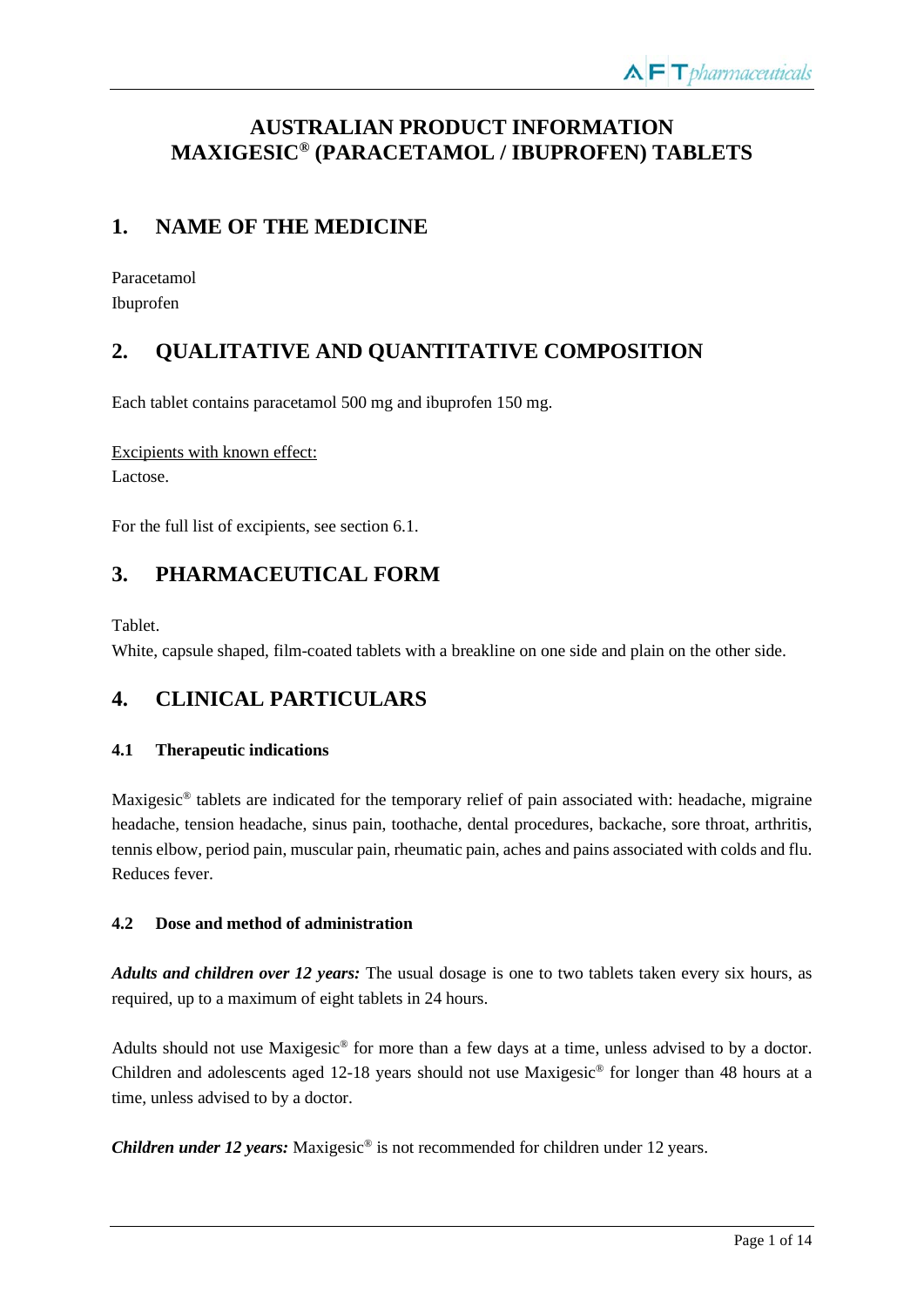# AUSTRALIAN PRODUCT INFORMATION
# MAXIGESIC® (PARACETAMOL / IBUPROFEN) TABLETS

## 1. NAME OF THE MEDICINE

Paracetamol
Ibuprofen

## 2. QUALITATIVE AND QUANTITATIVE COMPOSITION

Each tablet contains paracetamol 500 mg and ibuprofen 150 mg.

Excipients with known effect:
Lactose.

For the full list of excipients, see section 6.1.

## 3. PHARMACEUTICAL FORM

Tablet.
White, capsule shaped, film-coated tablets with a breakline on one side and plain on the other side.

## 4. CLINICAL PARTICULARS

### 4.1 Therapeutic indications

Maxigesic® tablets are indicated for the temporary relief of pain associated with: headache, migraine headache, tension headache, sinus pain, toothache, dental procedures, backache, sore throat, arthritis, tennis elbow, period pain, muscular pain, rheumatic pain, aches and pains associated with colds and flu. Reduces fever.

### 4.2 Dose and method of administration

***Adults and children over 12 years:*** The usual dosage is one to two tablets taken every six hours, as required, up to a maximum of eight tablets in 24 hours.

Adults should not use Maxigesic® for more than a few days at a time, unless advised to by a doctor. Children and adolescents aged 12-18 years should not use Maxigesic® for longer than 48 hours at a time, unless advised to by a doctor.

***Children under 12 years:*** Maxigesic® is not recommended for children under 12 years.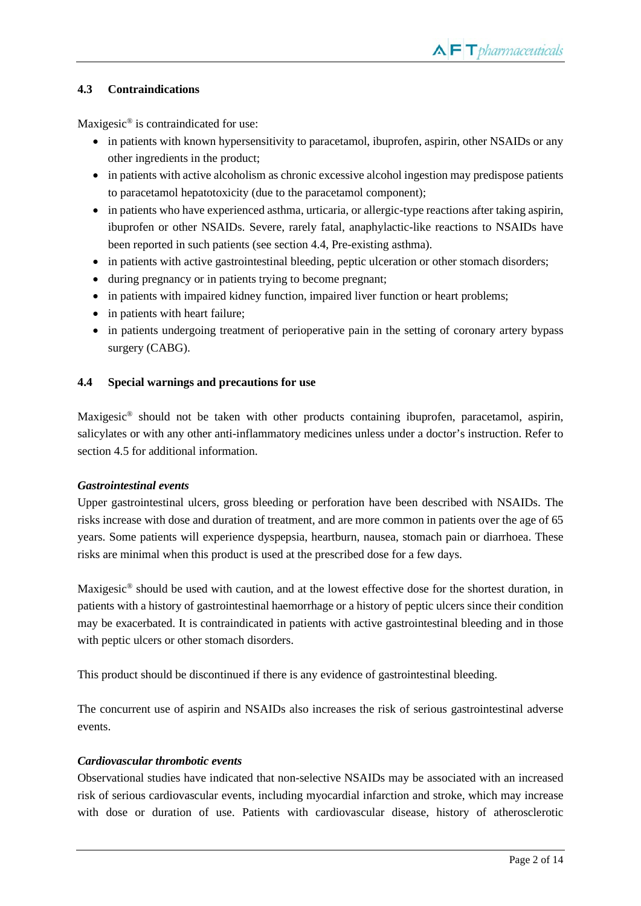### 4.3 Contraindications

Maxigesic® is contraindicated for use:

- in patients with known hypersensitivity to paracetamol, ibuprofen, aspirin, other NSAIDs or any other ingredients in the product;
- in patients with active alcoholism as chronic excessive alcohol ingestion may predispose patients to paracetamol hepatotoxicity (due to the paracetamol component);
- in patients who have experienced asthma, urticaria, or allergic-type reactions after taking aspirin, ibuprofen or other NSAIDs. Severe, rarely fatal, anaphylactic-like reactions to NSAIDs have been reported in such patients (see section 4.4, Pre-existing asthma).
- in patients with active gastrointestinal bleeding, peptic ulceration or other stomach disorders;
- during pregnancy or in patients trying to become pregnant;
- in patients with impaired kidney function, impaired liver function or heart problems;
- in patients with heart failure;
- in patients undergoing treatment of perioperative pain in the setting of coronary artery bypass surgery (CABG).

### 4.4 Special warnings and precautions for use

Maxigesic® should not be taken with other products containing ibuprofen, paracetamol, aspirin, salicylates or with any other anti-inflammatory medicines unless under a doctor's instruction. Refer to section 4.5 for additional information.

***Gastrointestinal events***

Upper gastrointestinal ulcers, gross bleeding or perforation have been described with NSAIDs. The risks increase with dose and duration of treatment, and are more common in patients over the age of 65 years. Some patients will experience dyspepsia, heartburn, nausea, stomach pain or diarrhoea. These risks are minimal when this product is used at the prescribed dose for a few days.

Maxigesic® should be used with caution, and at the lowest effective dose for the shortest duration, in patients with a history of gastrointestinal haemorrhage or a history of peptic ulcers since their condition may be exacerbated. It is contraindicated in patients with active gastrointestinal bleeding and in those with peptic ulcers or other stomach disorders.

This product should be discontinued if there is any evidence of gastrointestinal bleeding.

The concurrent use of aspirin and NSAIDs also increases the risk of serious gastrointestinal adverse events.

***Cardiovascular thrombotic events***

Observational studies have indicated that non-selective NSAIDs may be associated with an increased risk of serious cardiovascular events, including myocardial infarction and stroke, which may increase with dose or duration of use. Patients with cardiovascular disease, history of atherosclerotic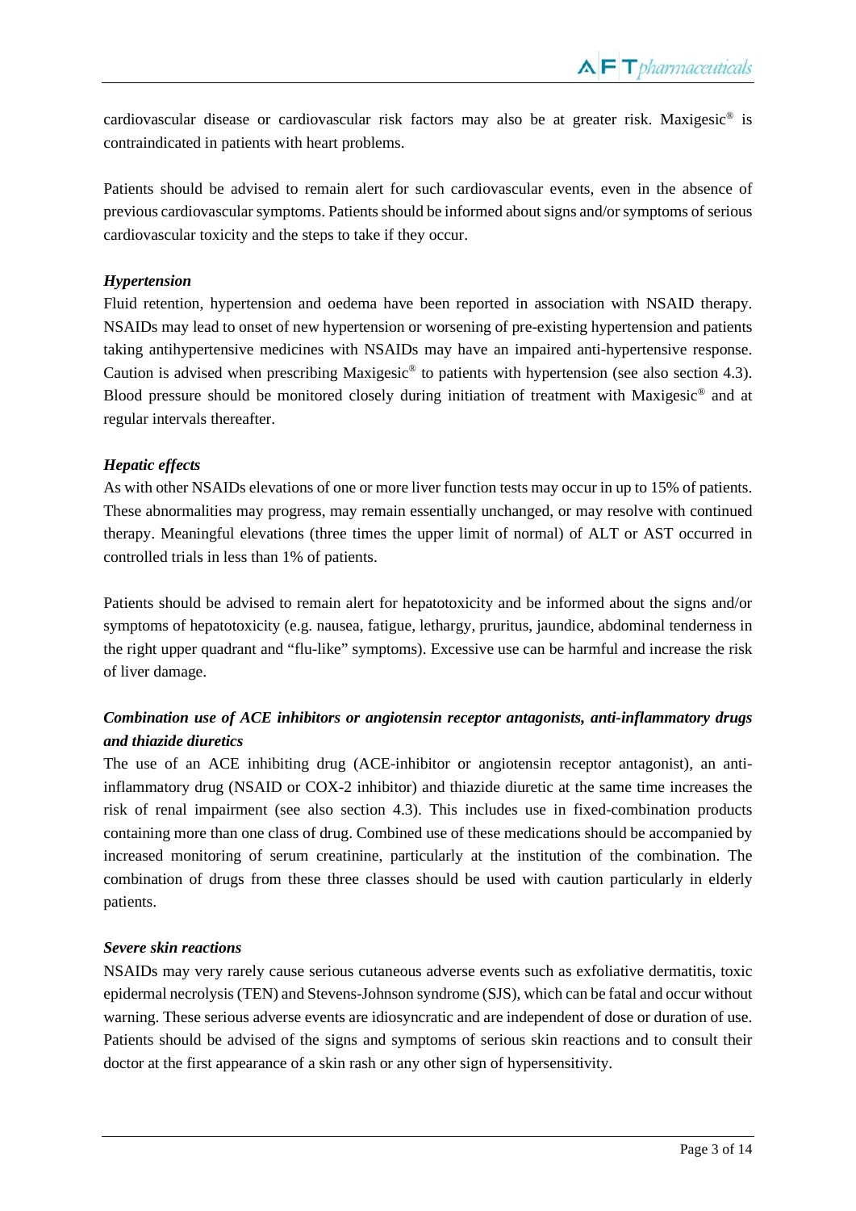cardiovascular disease or cardiovascular risk factors may also be at greater risk. Maxigesic® is contraindicated in patients with heart problems.

Patients should be advised to remain alert for such cardiovascular events, even in the absence of previous cardiovascular symptoms. Patients should be informed about signs and/or symptoms of serious cardiovascular toxicity and the steps to take if they occur.

***Hypertension***

Fluid retention, hypertension and oedema have been reported in association with NSAID therapy. NSAIDs may lead to onset of new hypertension or worsening of pre-existing hypertension and patients taking antihypertensive medicines with NSAIDs may have an impaired anti-hypertensive response. Caution is advised when prescribing Maxigesic® to patients with hypertension (see also section 4.3). Blood pressure should be monitored closely during initiation of treatment with Maxigesic® and at regular intervals thereafter.

***Hepatic effects***

As with other NSAIDs elevations of one or more liver function tests may occur in up to 15% of patients. These abnormalities may progress, may remain essentially unchanged, or may resolve with continued therapy. Meaningful elevations (three times the upper limit of normal) of ALT or AST occurred in controlled trials in less than 1% of patients.

Patients should be advised to remain alert for hepatotoxicity and be informed about the signs and/or symptoms of hepatotoxicity (e.g. nausea, fatigue, lethargy, pruritus, jaundice, abdominal tenderness in the right upper quadrant and "flu-like" symptoms). Excessive use can be harmful and increase the risk of liver damage.

***Combination use of ACE inhibitors or angiotensin receptor antagonists, anti-inflammatory drugs and thiazide diuretics***

The use of an ACE inhibiting drug (ACE-inhibitor or angiotensin receptor antagonist), an anti-inflammatory drug (NSAID or COX-2 inhibitor) and thiazide diuretic at the same time increases the risk of renal impairment (see also section 4.3). This includes use in fixed-combination products containing more than one class of drug. Combined use of these medications should be accompanied by increased monitoring of serum creatinine, particularly at the institution of the combination. The combination of drugs from these three classes should be used with caution particularly in elderly patients.

***Severe skin reactions***

NSAIDs may very rarely cause serious cutaneous adverse events such as exfoliative dermatitis, toxic epidermal necrolysis (TEN) and Stevens-Johnson syndrome (SJS), which can be fatal and occur without warning. These serious adverse events are idiosyncratic and are independent of dose or duration of use. Patients should be advised of the signs and symptoms of serious skin reactions and to consult their doctor at the first appearance of a skin rash or any other sign of hypersensitivity.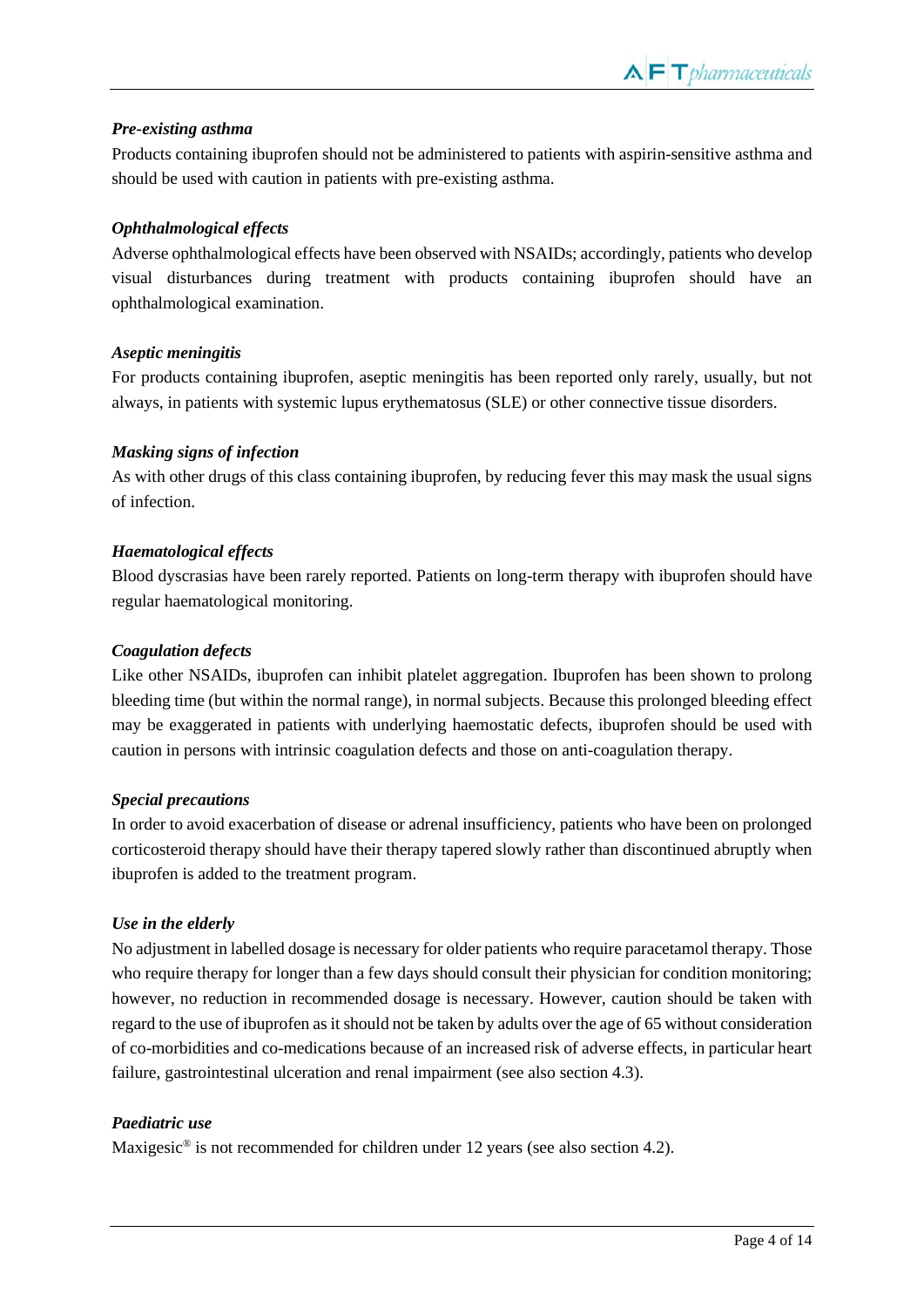***Pre-existing asthma***

Products containing ibuprofen should not be administered to patients with aspirin-sensitive asthma and should be used with caution in patients with pre-existing asthma.

***Ophthalmological effects***

Adverse ophthalmological effects have been observed with NSAIDs; accordingly, patients who develop visual disturbances during treatment with products containing ibuprofen should have an ophthalmological examination.

***Aseptic meningitis***

For products containing ibuprofen, aseptic meningitis has been reported only rarely, usually, but not always, in patients with systemic lupus erythematosus (SLE) or other connective tissue disorders.

***Masking signs of infection***

As with other drugs of this class containing ibuprofen, by reducing fever this may mask the usual signs of infection.

***Haematological effects***

Blood dyscrasias have been rarely reported. Patients on long-term therapy with ibuprofen should have regular haematological monitoring.

***Coagulation defects***

Like other NSAIDs, ibuprofen can inhibit platelet aggregation. Ibuprofen has been shown to prolong bleeding time (but within the normal range), in normal subjects. Because this prolonged bleeding effect may be exaggerated in patients with underlying haemostatic defects, ibuprofen should be used with caution in persons with intrinsic coagulation defects and those on anti-coagulation therapy.

***Special precautions***

In order to avoid exacerbation of disease or adrenal insufficiency, patients who have been on prolonged corticosteroid therapy should have their therapy tapered slowly rather than discontinued abruptly when ibuprofen is added to the treatment program.

***Use in the elderly***

No adjustment in labelled dosage is necessary for older patients who require paracetamol therapy. Those who require therapy for longer than a few days should consult their physician for condition monitoring; however, no reduction in recommended dosage is necessary. However, caution should be taken with regard to the use of ibuprofen as it should not be taken by adults over the age of 65 without consideration of co-morbidities and co-medications because of an increased risk of adverse effects, in particular heart failure, gastrointestinal ulceration and renal impairment (see also section 4.3).

***Paediatric use***

Maxigesic® is not recommended for children under 12 years (see also section 4.2).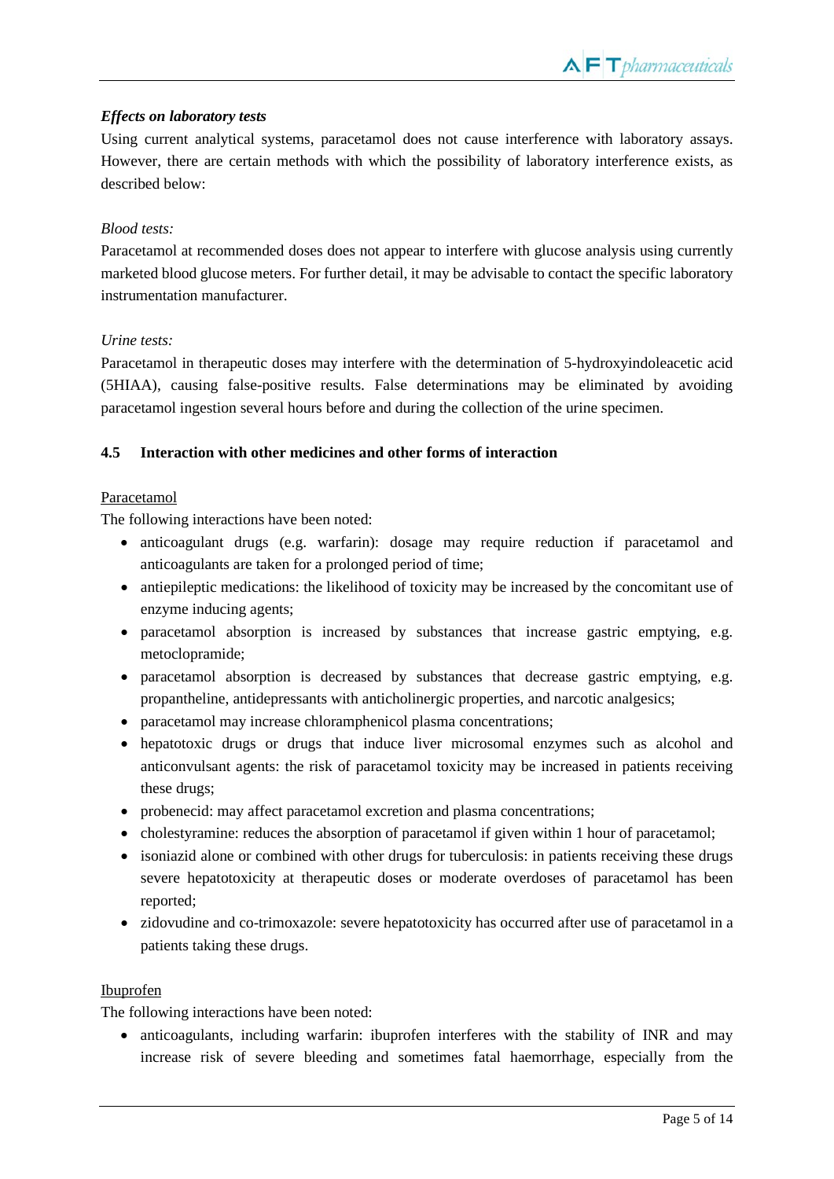***Effects on laboratory tests***

Using current analytical systems, paracetamol does not cause interference with laboratory assays. However, there are certain methods with which the possibility of laboratory interference exists, as described below:

*Blood tests:*

Paracetamol at recommended doses does not appear to interfere with glucose analysis using currently marketed blood glucose meters. For further detail, it may be advisable to contact the specific laboratory instrumentation manufacturer.

*Urine tests:*

Paracetamol in therapeutic doses may interfere with the determination of 5-hydroxyindoleacetic acid (5HIAA), causing false-positive results. False determinations may be eliminated by avoiding paracetamol ingestion several hours before and during the collection of the urine specimen.

## 4.5 Interaction with other medicines and other forms of interaction

Paracetamol

The following interactions have been noted:

- anticoagulant drugs (e.g. warfarin): dosage may require reduction if paracetamol and anticoagulants are taken for a prolonged period of time;
- antiepileptic medications: the likelihood of toxicity may be increased by the concomitant use of enzyme inducing agents;
- paracetamol absorption is increased by substances that increase gastric emptying, e.g. metoclopramide;
- paracetamol absorption is decreased by substances that decrease gastric emptying, e.g. propantheline, antidepressants with anticholinergic properties, and narcotic analgesics;
- paracetamol may increase chloramphenicol plasma concentrations;
- hepatotoxic drugs or drugs that induce liver microsomal enzymes such as alcohol and anticonvulsant agents: the risk of paracetamol toxicity may be increased in patients receiving these drugs;
- probenecid: may affect paracetamol excretion and plasma concentrations;
- cholestyramine: reduces the absorption of paracetamol if given within 1 hour of paracetamol;
- isoniazid alone or combined with other drugs for tuberculosis: in patients receiving these drugs severe hepatotoxicity at therapeutic doses or moderate overdoses of paracetamol has been reported;
- zidovudine and co-trimoxazole: severe hepatotoxicity has occurred after use of paracetamol in a patients taking these drugs.

Ibuprofen

The following interactions have been noted:

- anticoagulants, including warfarin: ibuprofen interferes with the stability of INR and may increase risk of severe bleeding and sometimes fatal haemorrhage, especially from the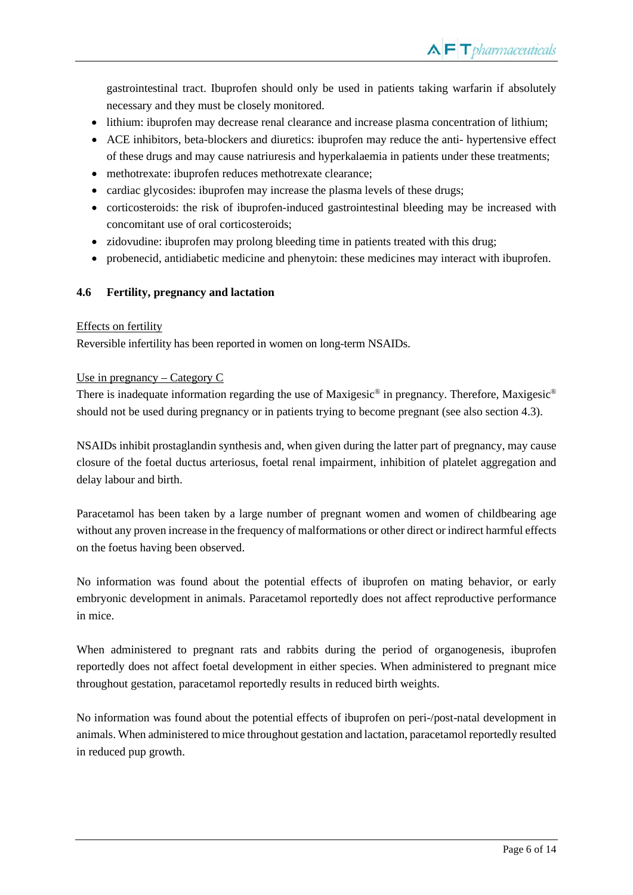gastrointestinal tract. Ibuprofen should only be used in patients taking warfarin if absolutely necessary and they must be closely monitored.

- lithium: ibuprofen may decrease renal clearance and increase plasma concentration of lithium;
- ACE inhibitors, beta-blockers and diuretics: ibuprofen may reduce the anti- hypertensive effect of these drugs and may cause natriuresis and hyperkalaemia in patients under these treatments;
- methotrexate: ibuprofen reduces methotrexate clearance;
- cardiac glycosides: ibuprofen may increase the plasma levels of these drugs;
- corticosteroids: the risk of ibuprofen-induced gastrointestinal bleeding may be increased with concomitant use of oral corticosteroids;
- zidovudine: ibuprofen may prolong bleeding time in patients treated with this drug;
- probenecid, antidiabetic medicine and phenytoin: these medicines may interact with ibuprofen.

### 4.6 Fertility, pregnancy and lactation

Effects on fertility

Reversible infertility has been reported in women on long-term NSAIDs.

Use in pregnancy – Category C

There is inadequate information regarding the use of Maxigesic® in pregnancy. Therefore, Maxigesic® should not be used during pregnancy or in patients trying to become pregnant (see also section 4.3).

NSAIDs inhibit prostaglandin synthesis and, when given during the latter part of pregnancy, may cause closure of the foetal ductus arteriosus, foetal renal impairment, inhibition of platelet aggregation and delay labour and birth.

Paracetamol has been taken by a large number of pregnant women and women of childbearing age without any proven increase in the frequency of malformations or other direct or indirect harmful effects on the foetus having been observed.

No information was found about the potential effects of ibuprofen on mating behavior, or early embryonic development in animals. Paracetamol reportedly does not affect reproductive performance in mice.

When administered to pregnant rats and rabbits during the period of organogenesis, ibuprofen reportedly does not affect foetal development in either species. When administered to pregnant mice throughout gestation, paracetamol reportedly results in reduced birth weights.

No information was found about the potential effects of ibuprofen on peri-/post-natal development in animals. When administered to mice throughout gestation and lactation, paracetamol reportedly resulted in reduced pup growth.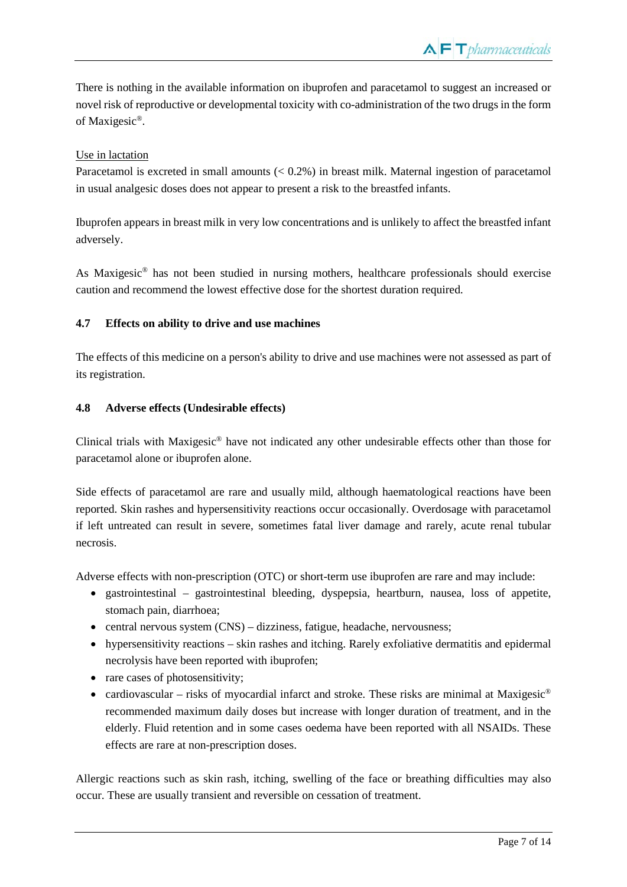There is nothing in the available information on ibuprofen and paracetamol to suggest an increased or novel risk of reproductive or developmental toxicity with co-administration of the two drugs in the form of Maxigesic®.

Use in lactation

Paracetamol is excreted in small amounts (< 0.2%) in breast milk. Maternal ingestion of paracetamol in usual analgesic doses does not appear to present a risk to the breastfed infants.

Ibuprofen appears in breast milk in very low concentrations and is unlikely to affect the breastfed infant adversely.

As Maxigesic® has not been studied in nursing mothers, healthcare professionals should exercise caution and recommend the lowest effective dose for the shortest duration required.

### 4.7 Effects on ability to drive and use machines

The effects of this medicine on a person's ability to drive and use machines were not assessed as part of its registration.

### 4.8 Adverse effects (Undesirable effects)

Clinical trials with Maxigesic® have not indicated any other undesirable effects other than those for paracetamol alone or ibuprofen alone.

Side effects of paracetamol are rare and usually mild, although haematological reactions have been reported. Skin rashes and hypersensitivity reactions occur occasionally. Overdosage with paracetamol if left untreated can result in severe, sometimes fatal liver damage and rarely, acute renal tubular necrosis.

Adverse effects with non-prescription (OTC) or short-term use ibuprofen are rare and may include:

- gastrointestinal – gastrointestinal bleeding, dyspepsia, heartburn, nausea, loss of appetite, stomach pain, diarrhoea;
- central nervous system (CNS) – dizziness, fatigue, headache, nervousness;
- hypersensitivity reactions – skin rashes and itching. Rarely exfoliative dermatitis and epidermal necrolysis have been reported with ibuprofen;
- rare cases of photosensitivity;
- cardiovascular – risks of myocardial infarct and stroke. These risks are minimal at Maxigesic® recommended maximum daily doses but increase with longer duration of treatment, and in the elderly. Fluid retention and in some cases oedema have been reported with all NSAIDs. These effects are rare at non-prescription doses.

Allergic reactions such as skin rash, itching, swelling of the face or breathing difficulties may also occur. These are usually transient and reversible on cessation of treatment.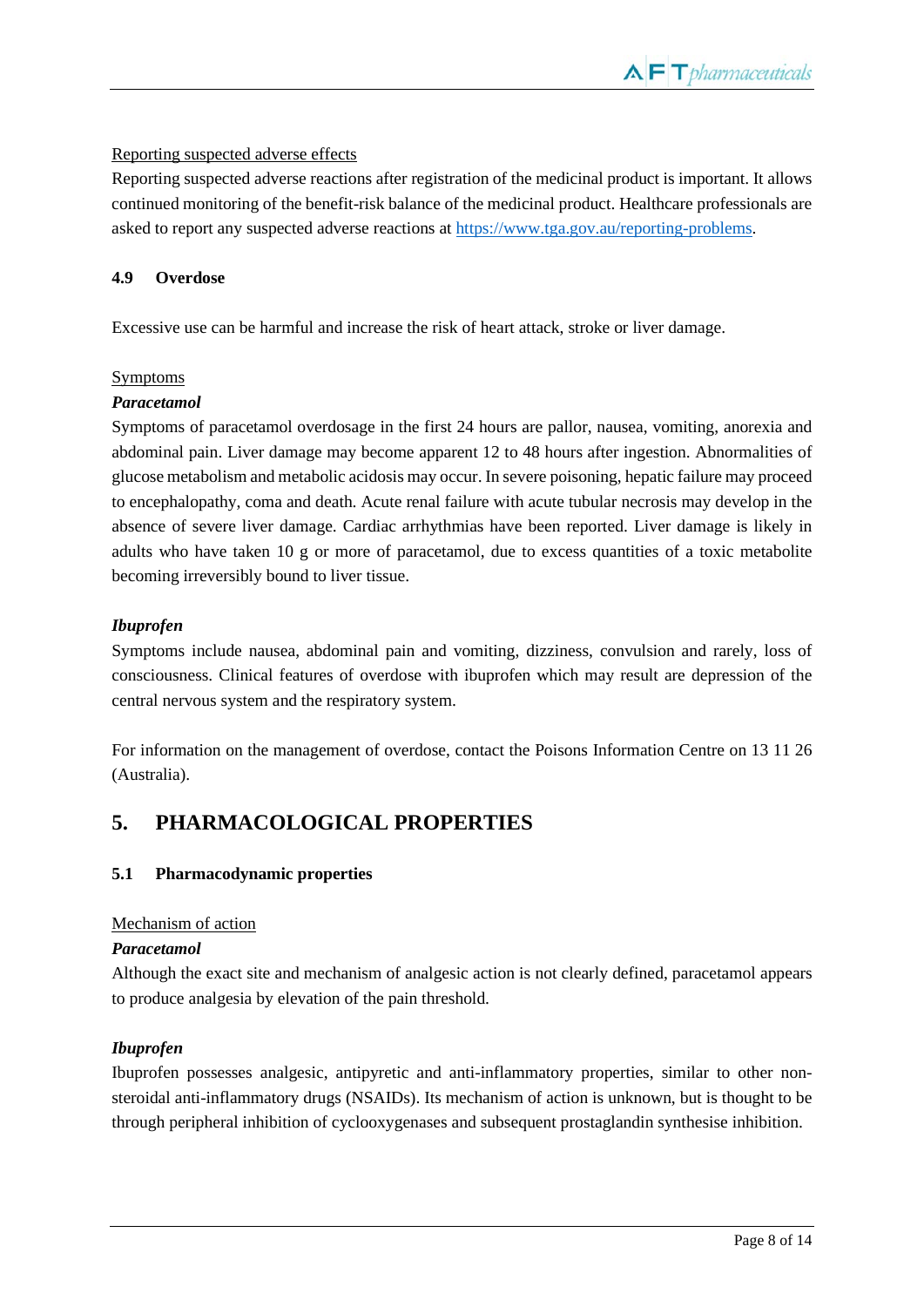Reporting suspected adverse effects

Reporting suspected adverse reactions after registration of the medicinal product is important. It allows continued monitoring of the benefit-risk balance of the medicinal product. Healthcare professionals are asked to report any suspected adverse reactions at https://www.tga.gov.au/reporting-problems.

### 4.9 Overdose

Excessive use can be harmful and increase the risk of heart attack, stroke or liver damage.

Symptoms

***Paracetamol***

Symptoms of paracetamol overdosage in the first 24 hours are pallor, nausea, vomiting, anorexia and abdominal pain. Liver damage may become apparent 12 to 48 hours after ingestion. Abnormalities of glucose metabolism and metabolic acidosis may occur. In severe poisoning, hepatic failure may proceed to encephalopathy, coma and death. Acute renal failure with acute tubular necrosis may develop in the absence of severe liver damage. Cardiac arrhythmias have been reported. Liver damage is likely in adults who have taken 10 g or more of paracetamol, due to excess quantities of a toxic metabolite becoming irreversibly bound to liver tissue.

***Ibuprofen***

Symptoms include nausea, abdominal pain and vomiting, dizziness, convulsion and rarely, loss of consciousness. Clinical features of overdose with ibuprofen which may result are depression of the central nervous system and the respiratory system.

For information on the management of overdose, contact the Poisons Information Centre on 13 11 26 (Australia).

## 5. PHARMACOLOGICAL PROPERTIES

### 5.1 Pharmacodynamic properties

Mechanism of action

***Paracetamol***

Although the exact site and mechanism of analgesic action is not clearly defined, paracetamol appears to produce analgesia by elevation of the pain threshold.

***Ibuprofen***

Ibuprofen possesses analgesic, antipyretic and anti-inflammatory properties, similar to other non-steroidal anti-inflammatory drugs (NSAIDs). Its mechanism of action is unknown, but is thought to be through peripheral inhibition of cyclooxygenases and subsequent prostaglandin synthesise inhibition.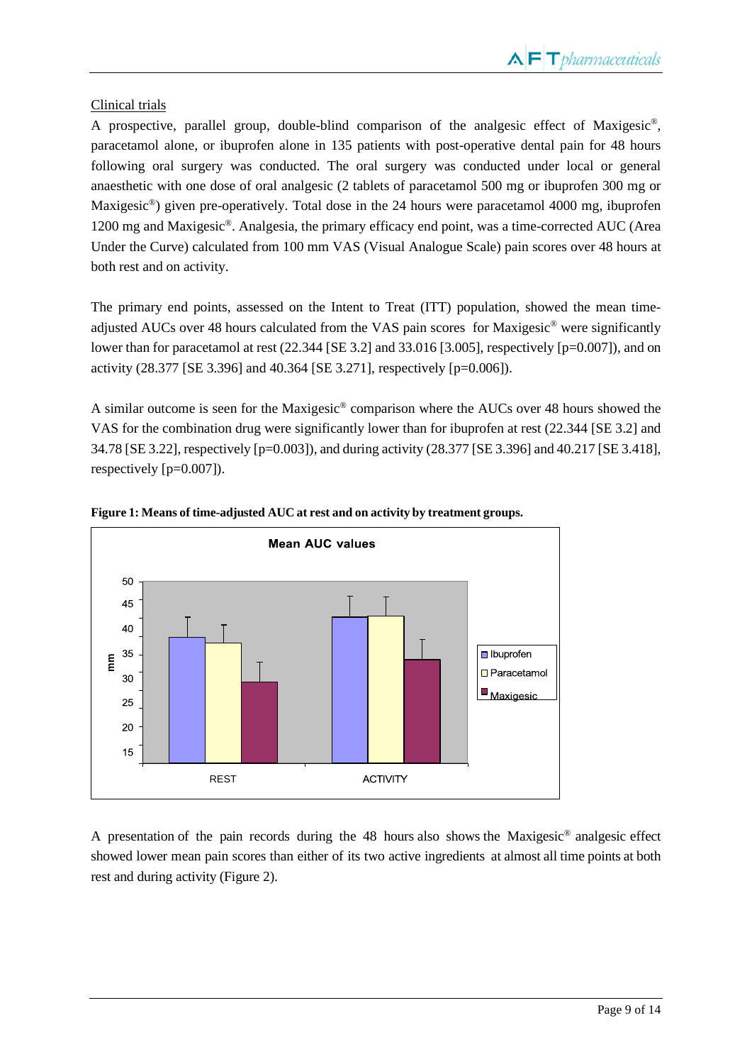Clinical trials

A prospective, parallel group, double-blind comparison of the analgesic effect of Maxigesic®, paracetamol alone, or ibuprofen alone in 135 patients with post-operative dental pain for 48 hours following oral surgery was conducted. The oral surgery was conducted under local or general anaesthetic with one dose of oral analgesic (2 tablets of paracetamol 500 mg or ibuprofen 300 mg or Maxigesic®) given pre-operatively. Total dose in the 24 hours were paracetamol 4000 mg, ibuprofen 1200 mg and Maxigesic®. Analgesia, the primary efficacy end point, was a time-corrected AUC (Area Under the Curve) calculated from 100 mm VAS (Visual Analogue Scale) pain scores over 48 hours at both rest and on activity.

The primary end points, assessed on the Intent to Treat (ITT) population, showed the mean time-adjusted AUCs over 48 hours calculated from the VAS pain scores for Maxigesic® were significantly lower than for paracetamol at rest (22.344 [SE 3.2] and 33.016 [3.005], respectively [p=0.007]), and on activity (28.377 [SE 3.396] and 40.364 [SE 3.271], respectively [p=0.006]).

A similar outcome is seen for the Maxigesic® comparison where the AUCs over 48 hours showed the VAS for the combination drug were significantly lower than for ibuprofen at rest (22.344 [SE 3.2] and 34.78 [SE 3.22], respectively [p=0.003]), and during activity (28.377 [SE 3.396] and 40.217 [SE 3.418], respectively [p=0.007]).

**Figure 1: Means of time-adjusted AUC at rest and on activity by treatment groups.**

A presentation of the pain records during the 48 hours also shows the Maxigesic® analgesic effect showed lower mean pain scores than either of its two active ingredients at almost all time points at both rest and during activity (Figure 2).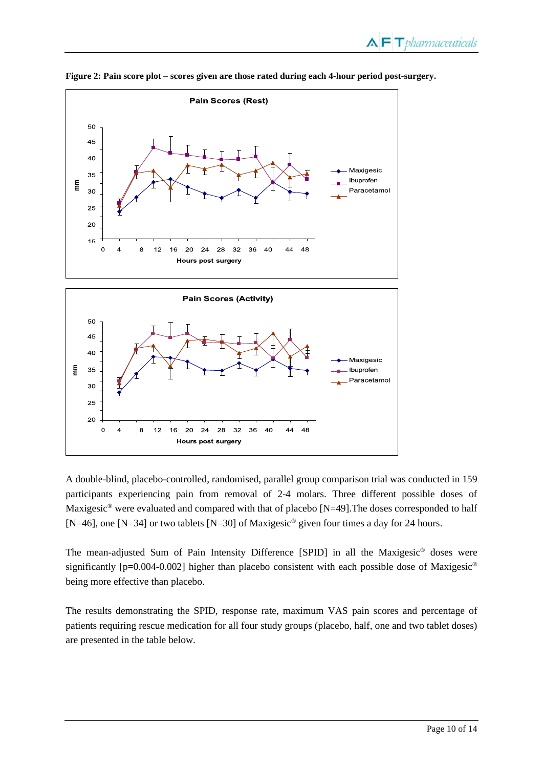**Figure 2: Pain score plot – scores given are those rated during each 4-hour period post-surgery.**

A double-blind, placebo-controlled, randomised, parallel group comparison trial was conducted in 159 participants experiencing pain from removal of 2-4 molars. Three different possible doses of Maxigesic® were evaluated and compared with that of placebo [N=49].The doses corresponded to half [N=46], one [N=34] or two tablets [N=30] of Maxigesic® given four times a day for 24 hours.

The mean-adjusted Sum of Pain Intensity Difference [SPID] in all the Maxigesic® doses were significantly [p=0.004-0.002] higher than placebo consistent with each possible dose of Maxigesic® being more effective than placebo.

The results demonstrating the SPID, response rate, maximum VAS pain scores and percentage of patients requiring rescue medication for all four study groups (placebo, half, one and two tablet doses) are presented in the table below.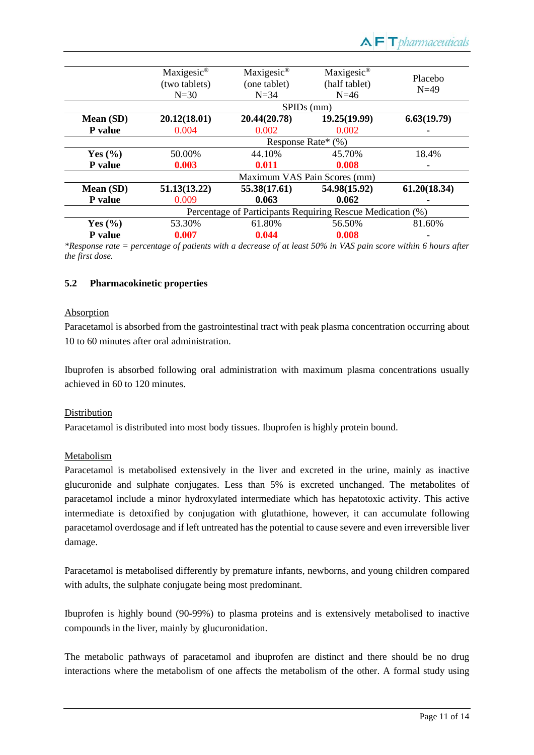| | Maxigesic® (two tablets) N=30 | Maxigesic® (one tablet) N=34 | Maxigesic® (half tablet) N=46 | Placebo N=49 |
|---|---|---|---|---|
| | SPIDs (mm) | | | |
| **Mean (SD)** | **20.12(18.01)** | **20.44(20.78)** | **19.25(19.99)** | **6.63(19.79)** |
| **P value** | 0.004 | 0.002 | 0.002 | - |
| | Response Rate* (%) | | | |
| **Yes (%)** | 50.00% | 44.10% | 45.70% | 18.4% |
| **P value** | **0.003** | **0.011** | **0.008** | - |
| | Maximum VAS Pain Scores (mm) | | | |
| **Mean (SD)** | **51.13(13.22)** | **55.38(17.61)** | **54.98(15.92)** | **61.20(18.34)** |
| **P value** | 0.009 | **0.063** | **0.062** | - |
| | Percentage of Participants Requiring Rescue Medication (%) | | | |
| **Yes (%)** | 53.30% | 61.80% | 56.50% | 81.60% |
| **P value** | **0.007** | **0.044** | **0.008** | - |

*\*Response rate = percentage of patients with a decrease of at least 50% in VAS pain score within 6 hours after the first dose.*

## 5.2 Pharmacokinetic properties

Absorption

Paracetamol is absorbed from the gastrointestinal tract with peak plasma concentration occurring about 10 to 60 minutes after oral administration.

Ibuprofen is absorbed following oral administration with maximum plasma concentrations usually achieved in 60 to 120 minutes.

Distribution

Paracetamol is distributed into most body tissues. Ibuprofen is highly protein bound.

Metabolism

Paracetamol is metabolised extensively in the liver and excreted in the urine, mainly as inactive glucuronide and sulphate conjugates. Less than 5% is excreted unchanged. The metabolites of paracetamol include a minor hydroxylated intermediate which has hepatotoxic activity. This active intermediate is detoxified by conjugation with glutathione, however, it can accumulate following paracetamol overdosage and if left untreated has the potential to cause severe and even irreversible liver damage.

Paracetamol is metabolised differently by premature infants, newborns, and young children compared with adults, the sulphate conjugate being most predominant.

Ibuprofen is highly bound (90-99%) to plasma proteins and is extensively metabolised to inactive compounds in the liver, mainly by glucuronidation.

The metabolic pathways of paracetamol and ibuprofen are distinct and there should be no drug interactions where the metabolism of one affects the metabolism of the other. A formal study using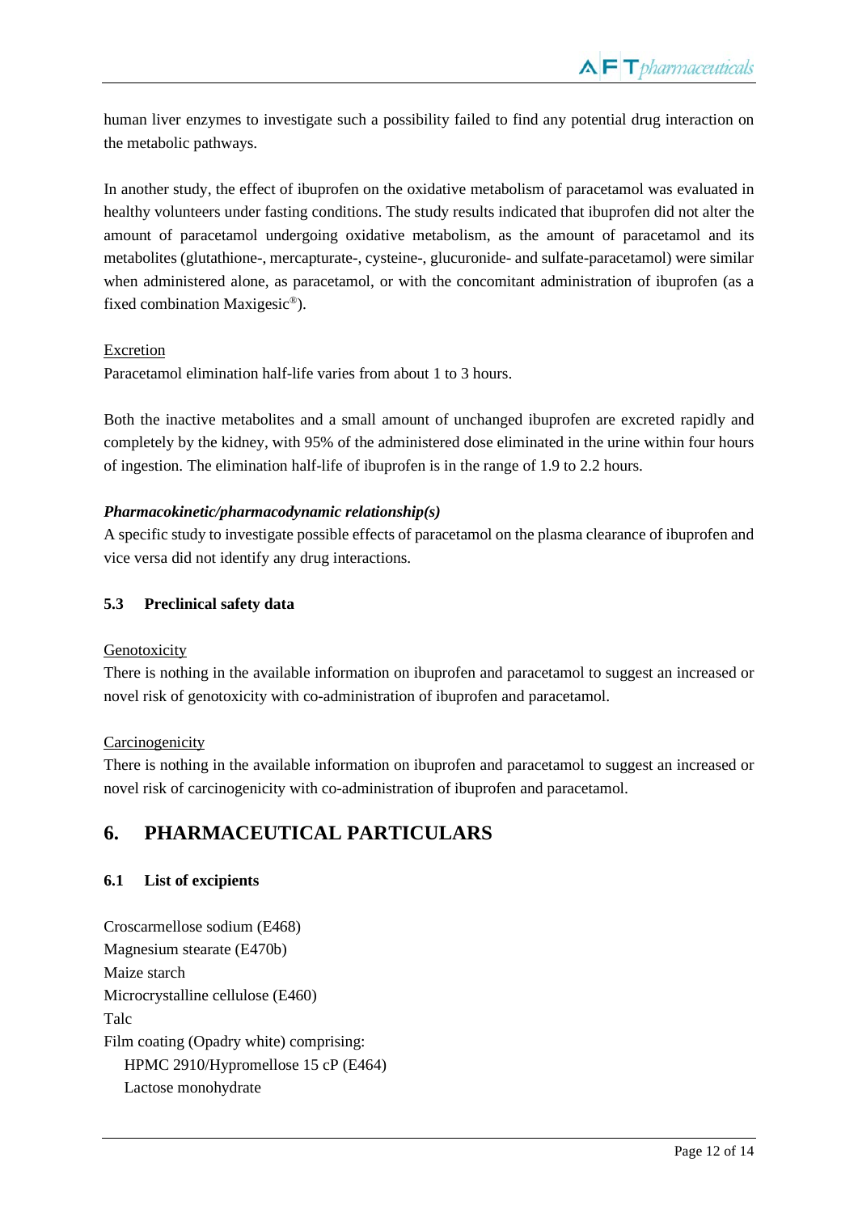human liver enzymes to investigate such a possibility failed to find any potential drug interaction on the metabolic pathways.

In another study, the effect of ibuprofen on the oxidative metabolism of paracetamol was evaluated in healthy volunteers under fasting conditions. The study results indicated that ibuprofen did not alter the amount of paracetamol undergoing oxidative metabolism, as the amount of paracetamol and its metabolites (glutathione-, mercapturate-, cysteine-, glucuronide- and sulfate-paracetamol) were similar when administered alone, as paracetamol, or with the concomitant administration of ibuprofen (as a fixed combination Maxigesic®).

<u>Excretion</u>

Paracetamol elimination half-life varies from about 1 to 3 hours.

Both the inactive metabolites and a small amount of unchanged ibuprofen are excreted rapidly and completely by the kidney, with 95% of the administered dose eliminated in the urine within four hours of ingestion. The elimination half-life of ibuprofen is in the range of 1.9 to 2.2 hours.

***Pharmacokinetic/pharmacodynamic relationship(s)***

A specific study to investigate possible effects of paracetamol on the plasma clearance of ibuprofen and vice versa did not identify any drug interactions.

### 5.3 Preclinical safety data

<u>Genotoxicity</u>

There is nothing in the available information on ibuprofen and paracetamol to suggest an increased or novel risk of genotoxicity with co-administration of ibuprofen and paracetamol.

<u>Carcinogenicity</u>

There is nothing in the available information on ibuprofen and paracetamol to suggest an increased or novel risk of carcinogenicity with co-administration of ibuprofen and paracetamol.

## 6. PHARMACEUTICAL PARTICULARS

### 6.1 List of excipients

Croscarmellose sodium (E468)
Magnesium stearate (E470b)
Maize starch
Microcrystalline cellulose (E460)
Talc
Film coating (Opadry white) comprising:
  HPMC 2910/Hypromellose 15 cP (E464)
  Lactose monohydrate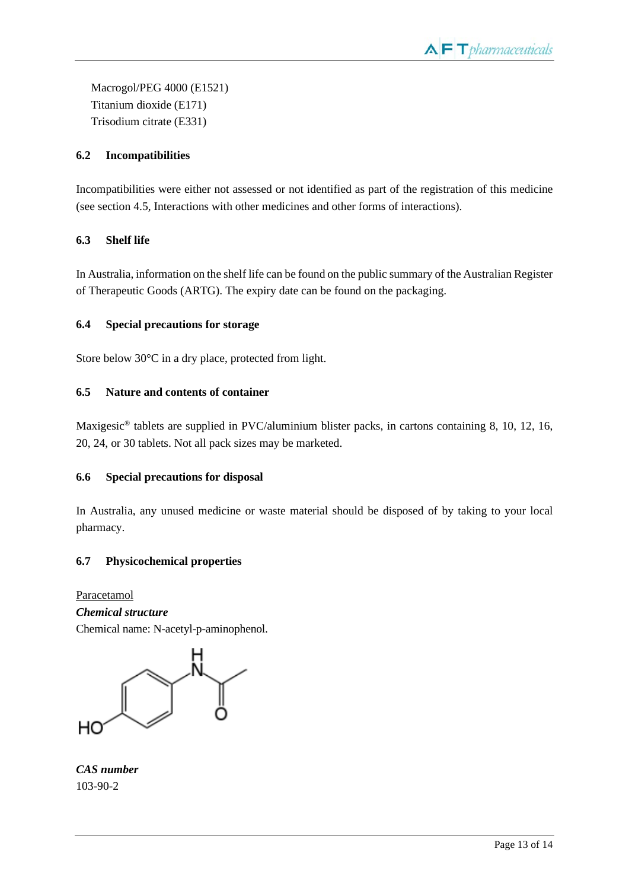Macrogol/PEG 4000 (E1521)
Titanium dioxide (E171)
Trisodium citrate (E331)

### 6.2 Incompatibilities

Incompatibilities were either not assessed or not identified as part of the registration of this medicine (see section 4.5, Interactions with other medicines and other forms of interactions).

### 6.3 Shelf life

In Australia, information on the shelf life can be found on the public summary of the Australian Register of Therapeutic Goods (ARTG). The expiry date can be found on the packaging.

### 6.4 Special precautions for storage

Store below 30°C in a dry place, protected from light.

### 6.5 Nature and contents of container

Maxigesic® tablets are supplied in PVC/aluminium blister packs, in cartons containing 8, 10, 12, 16, 20, 24, or 30 tablets. Not all pack sizes may be marketed.

### 6.6 Special precautions for disposal

In Australia, any unused medicine or waste material should be disposed of by taking to your local pharmacy.

### 6.7 Physicochemical properties

Paracetamol

***Chemical structure***

Chemical name: N-acetyl-p-aminophenol.

***CAS number***

103-90-2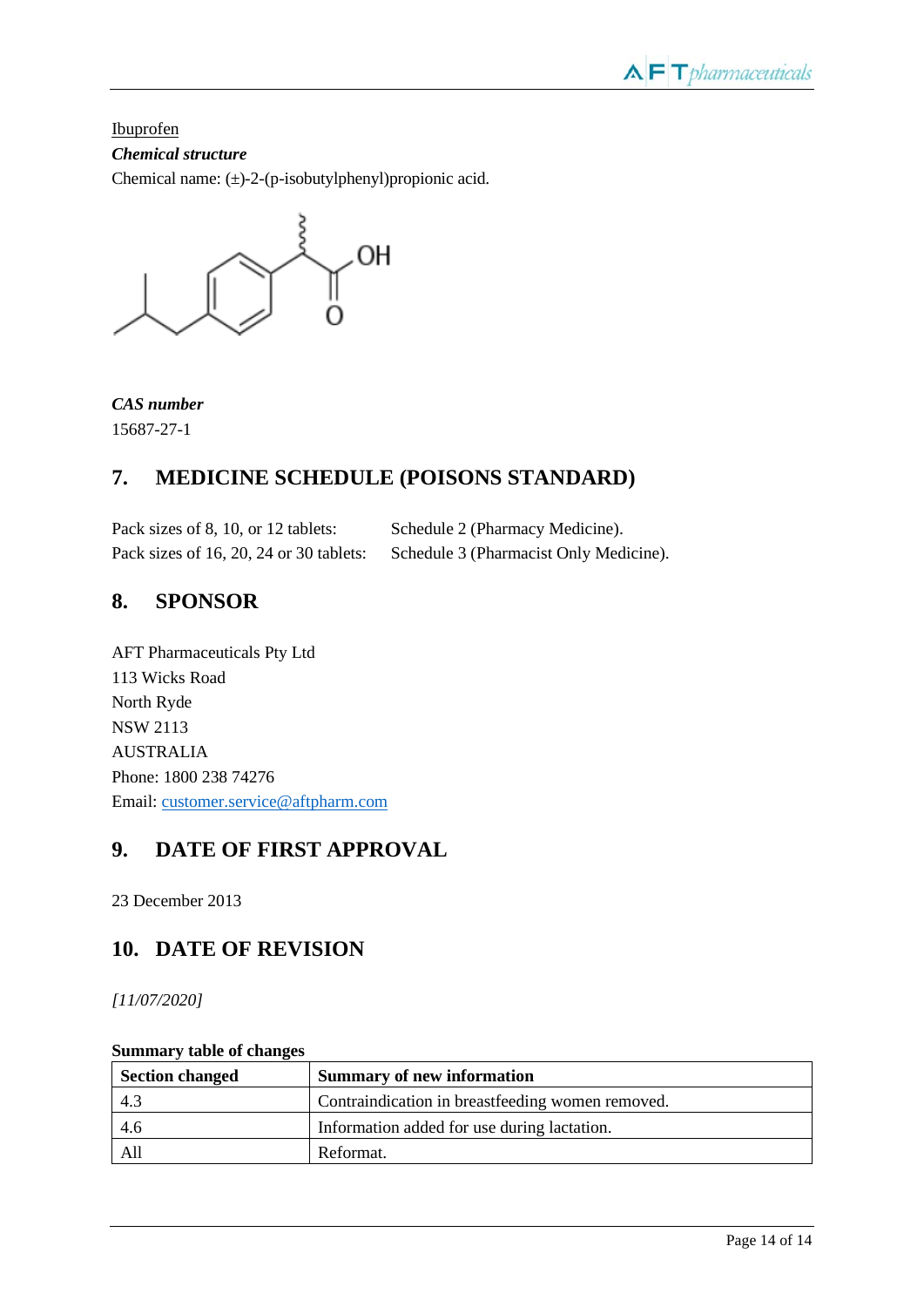Ibuprofen

***Chemical structure***

Chemical name: (±)-2-(p-isobutylphenyl)propionic acid.

***CAS number***

15687-27-1

## 7. MEDICINE SCHEDULE (POISONS STANDARD)

| | |
|---|---|
| Pack sizes of 8, 10, or 12 tablets: | Schedule 2 (Pharmacy Medicine). |
| Pack sizes of 16, 20, 24 or 30 tablets: | Schedule 3 (Pharmacist Only Medicine). |

## 8. SPONSOR

AFT Pharmaceuticals Pty Ltd
113 Wicks Road
North Ryde
NSW 2113
AUSTRALIA
Phone: 1800 238 74276
Email: customer.service@aftpharm.com

## 9. DATE OF FIRST APPROVAL

23 December 2013

## 10. DATE OF REVISION

*[11/07/2020]*

**Summary table of changes**

| Section changed | Summary of new information |
|---|---|
| 4.3 | Contraindication in breastfeeding women removed. |
| 4.6 | Information added for use during lactation. |
| All | Reformat. |